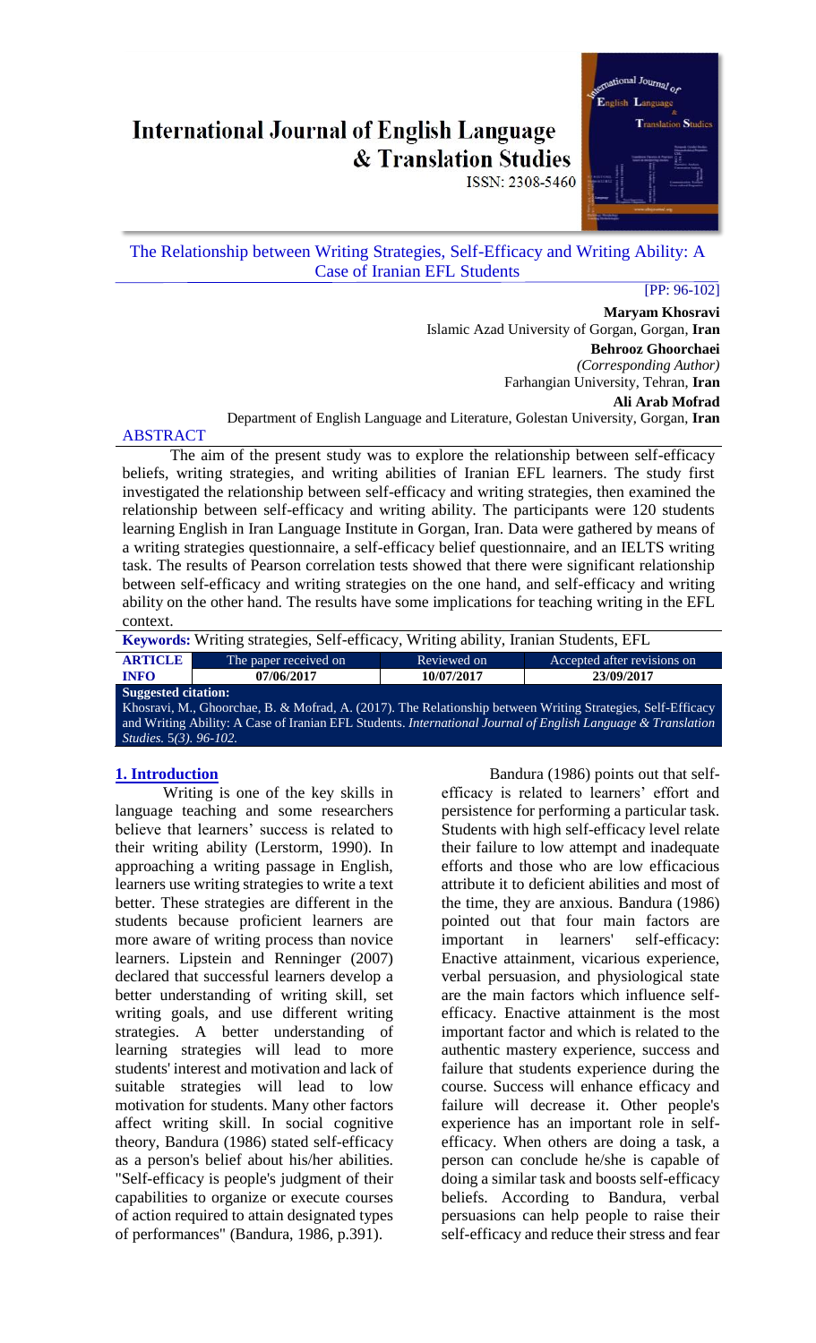# International Journal of English Language & Translation Studies

ISSN: 2308-5460

## The Relationship between Writing Strategies, Self-Efficacy and Writing Ability: A Case of Iranian EFL Students

[PP: 96-102]

**Maryam Khosravi**
Islamic Azad University of Gorgan, Gorgan, **Iran**

**Behrooz Ghoorchaei**
*(Corresponding Author)*
Farhangian University, Tehran, **Iran**

**Ali Arab Mofrad**
Department of English Language and Literature, Golestan University, Gorgan, **Iran**

### ABSTRACT

The aim of the present study was to explore the relationship between self-efficacy beliefs, writing strategies, and writing abilities of Iranian EFL learners. The study first investigated the relationship between self-efficacy and writing strategies, then examined the relationship between self-efficacy and writing ability. The participants were 120 students learning English in Iran Language Institute in Gorgan, Iran. Data were gathered by means of a writing strategies questionnaire, a self-efficacy belief questionnaire, and an IELTS writing task. The results of Pearson correlation tests showed that there were significant relationship between self-efficacy and writing strategies on the one hand, and self-efficacy and writing ability on the other hand. The results have some implications for teaching writing in the EFL context.

**Keywords:** Writing strategies, Self-efficacy, Writing ability, Iranian Students, EFL

| ARTICLE INFO | The paper received on | Reviewed on | Accepted after revisions on |
|---|---|---|---|
| | **07/06/2017** | **10/07/2017** | **23/09/2017** |

**Suggested citation:**
Khosravi, M., Ghoorchae, B. & Mofrad, A. (2017). The Relationship between Writing Strategies, Self-Efficacy and Writing Ability: A Case of Iranian EFL Students. *International Journal of English Language & Translation Studies. 5(3). 96-102.*

## 1. Introduction

Writing is one of the key skills in language teaching and some researchers believe that learners' success is related to their writing ability (Lerstorm, 1990). In approaching a writing passage in English, learners use writing strategies to write a text better. These strategies are different in the students because proficient learners are more aware of writing process than novice learners. Lipstein and Renninger (2007) declared that successful learners develop a better understanding of writing skill, set writing goals, and use different writing strategies. A better understanding of learning strategies will lead to more students' interest and motivation and lack of suitable strategies will lead to low motivation for students. Many other factors affect writing skill. In social cognitive theory, Bandura (1986) stated self-efficacy as a person's belief about his/her abilities. "Self-efficacy is people's judgment of their capabilities to organize or execute courses of action required to attain designated types of performances" (Bandura, 1986, p.391).

Bandura (1986) points out that self-efficacy is related to learners' effort and persistence for performing a particular task. Students with high self-efficacy level relate their failure to low attempt and inadequate efforts and those who are low efficacious attribute it to deficient abilities and most of the time, they are anxious. Bandura (1986) pointed out that four main factors are important in learners' self-efficacy: Enactive attainment, vicarious experience, verbal persuasion, and physiological state are the main factors which influence self-efficacy. Enactive attainment is the most important factor and which is related to the authentic mastery experience, success and failure that students experience during the course. Success will enhance efficacy and failure will decrease it. Other people's experience has an important role in self-efficacy. When others are doing a task, a person can conclude he/she is capable of doing a similar task and boosts self-efficacy beliefs. According to Bandura, verbal persuasions can help people to raise their self-efficacy and reduce their stress and fear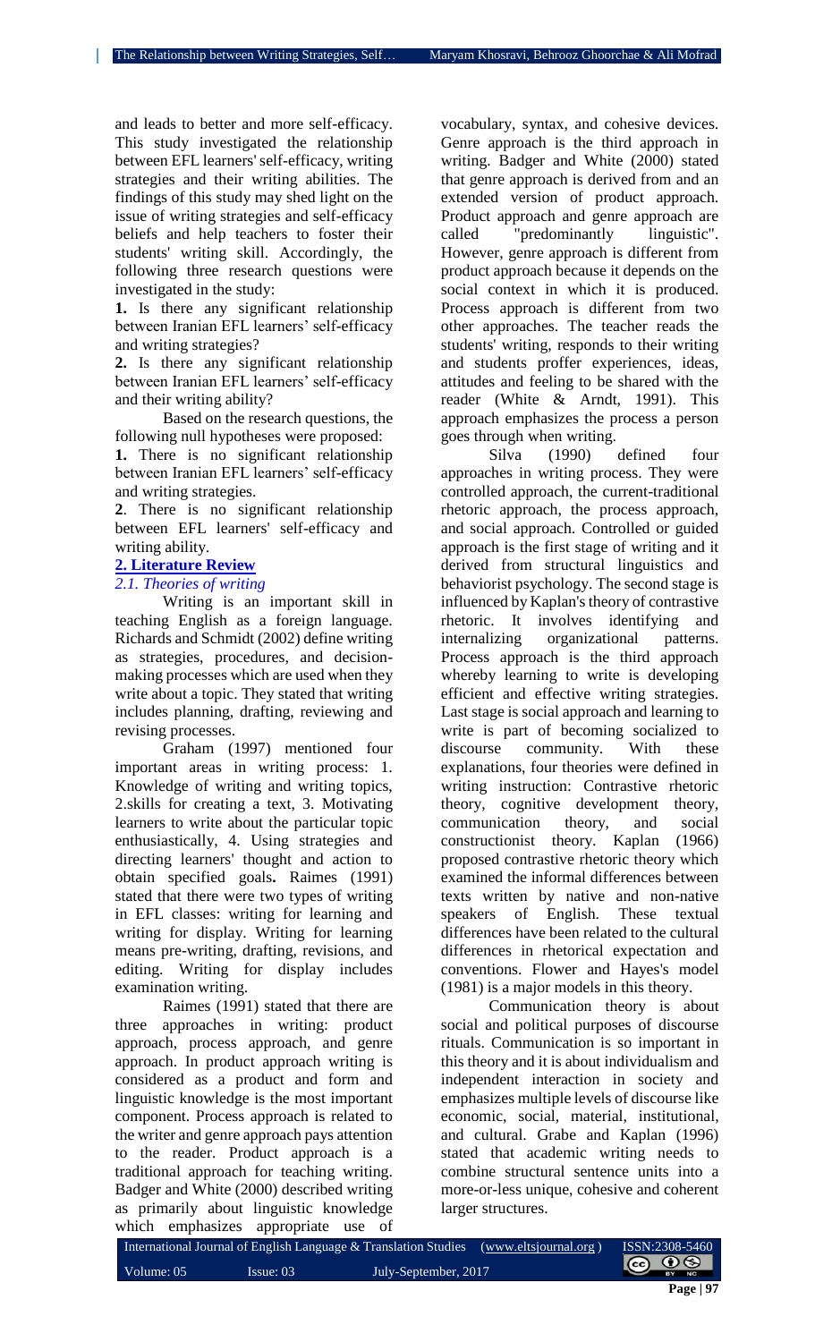and leads to better and more self-efficacy. This study investigated the relationship between EFL learners' self-efficacy, writing strategies and their writing abilities. The findings of this study may shed light on the issue of writing strategies and self-efficacy beliefs and help teachers to foster their students' writing skill. Accordingly, the following three research questions were investigated in the study:

**1.** Is there any significant relationship between Iranian EFL learners' self-efficacy and writing strategies?

**2.** Is there any significant relationship between Iranian EFL learners' self-efficacy and their writing ability?

Based on the research questions, the following null hypotheses were proposed:

**1.** There is no significant relationship between Iranian EFL learners' self-efficacy and writing strategies.

**2**. There is no significant relationship between EFL learners' self-efficacy and writing ability.

## 2. Literature Review

### *2.1. Theories of writing*

Writing is an important skill in teaching English as a foreign language. Richards and Schmidt (2002) define writing as strategies, procedures, and decision-making processes which are used when they write about a topic. They stated that writing includes planning, drafting, reviewing and revising processes.

Graham (1997) mentioned four important areas in writing process: 1. Knowledge of writing and writing topics, 2.skills for creating a text, 3. Motivating learners to write about the particular topic enthusiastically, 4. Using strategies and directing learners' thought and action to obtain specified goals**.** Raimes (1991) stated that there were two types of writing in EFL classes: writing for learning and writing for display. Writing for learning means pre-writing, drafting, revisions, and editing. Writing for display includes examination writing.

Raimes (1991) stated that there are three approaches in writing: product approach, process approach, and genre approach. In product approach writing is considered as a product and form and linguistic knowledge is the most important component. Process approach is related to the writer and genre approach pays attention to the reader. Product approach is a traditional approach for teaching writing. Badger and White (2000) described writing as primarily about linguistic knowledge which emphasizes appropriate use of vocabulary, syntax, and cohesive devices. Genre approach is the third approach in writing. Badger and White (2000) stated that genre approach is derived from and an extended version of product approach. Product approach and genre approach are called "predominantly linguistic". However, genre approach is different from product approach because it depends on the social context in which it is produced. Process approach is different from two other approaches. The teacher reads the students' writing, responds to their writing and students proffer experiences, ideas, attitudes and feeling to be shared with the reader (White & Arndt, 1991). This approach emphasizes the process a person goes through when writing.

Silva (1990) defined four approaches in writing process. They were controlled approach, the current-traditional rhetoric approach, the process approach, and social approach. Controlled or guided approach is the first stage of writing and it derived from structural linguistics and behaviorist psychology. The second stage is influenced by Kaplan's theory of contrastive rhetoric. It involves identifying and internalizing organizational patterns. Process approach is the third approach whereby learning to write is developing efficient and effective writing strategies. Last stage is social approach and learning to write is part of becoming socialized to discourse community. With these explanations, four theories were defined in writing instruction: Contrastive rhetoric theory, cognitive development theory, communication theory, and social constructionist theory. Kaplan (1966) proposed contrastive rhetoric theory which examined the informal differences between texts written by native and non-native speakers of English. These textual differences have been related to the cultural differences in rhetorical expectation and conventions. Flower and Hayes's model (1981) is a major models in this theory.

Communication theory is about social and political purposes of discourse rituals. Communication is so important in this theory and it is about individualism and independent interaction in society and emphasizes multiple levels of discourse like economic, social, material, institutional, and cultural. Grabe and Kaplan (1996) stated that academic writing needs to combine structural sentence units into a more-or-less unique, cohesive and coherent larger structures.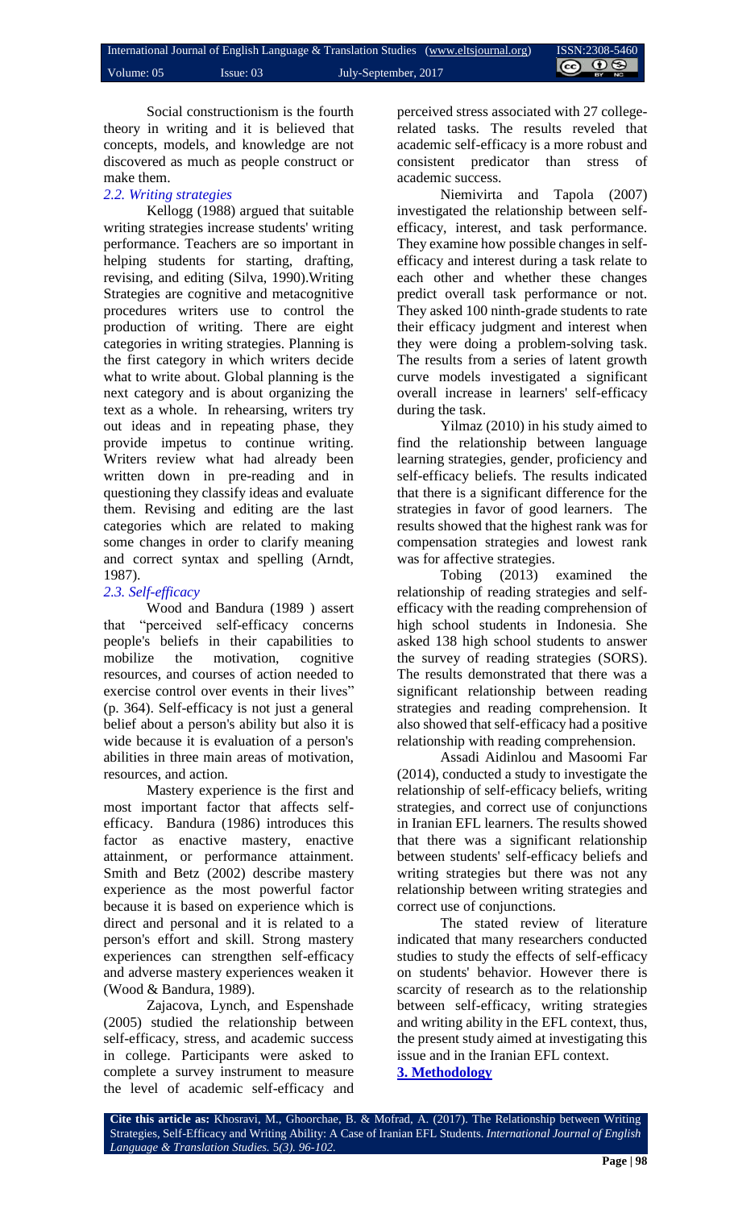Social constructionism is the fourth theory in writing and it is believed that concepts, models, and knowledge are not discovered as much as people construct or make them.

### *2.2. Writing strategies*

Kellogg (1988) argued that suitable writing strategies increase students' writing performance. Teachers are so important in helping students for starting, drafting, revising, and editing (Silva, 1990).Writing Strategies are cognitive and metacognitive procedures writers use to control the production of writing. There are eight categories in writing strategies. Planning is the first category in which writers decide what to write about. Global planning is the next category and is about organizing the text as a whole. In rehearsing, writers try out ideas and in repeating phase, they provide impetus to continue writing. Writers review what had already been written down in pre-reading and in questioning they classify ideas and evaluate them. Revising and editing are the last categories which are related to making some changes in order to clarify meaning and correct syntax and spelling (Arndt, 1987).

### *2.3. Self-efficacy*

Wood and Bandura (1989 ) assert that "perceived self-efficacy concerns people's beliefs in their capabilities to mobilize the motivation, cognitive resources, and courses of action needed to exercise control over events in their lives" (p. 364). Self-efficacy is not just a general belief about a person's ability but also it is wide because it is evaluation of a person's abilities in three main areas of motivation, resources, and action.

Mastery experience is the first and most important factor that affects self-efficacy. Bandura (1986) introduces this factor as enactive mastery, enactive attainment, or performance attainment. Smith and Betz (2002) describe mastery experience as the most powerful factor because it is based on experience which is direct and personal and it is related to a person's effort and skill. Strong mastery experiences can strengthen self-efficacy and adverse mastery experiences weaken it (Wood & Bandura, 1989).

Zajacova, Lynch, and Espenshade (2005) studied the relationship between self-efficacy, stress, and academic success in college. Participants were asked to complete a survey instrument to measure the level of academic self-efficacy and perceived stress associated with 27 college-related tasks. The results reveled that academic self-efficacy is a more robust and consistent predicator than stress of academic success.

Niemivirta and Tapola (2007) investigated the relationship between self-efficacy, interest, and task performance. They examine how possible changes in self-efficacy and interest during a task relate to each other and whether these changes predict overall task performance or not. They asked 100 ninth-grade students to rate their efficacy judgment and interest when they were doing a problem-solving task. The results from a series of latent growth curve models investigated a significant overall increase in learners' self-efficacy during the task.

Yilmaz (2010) in his study aimed to find the relationship between language learning strategies, gender, proficiency and self-efficacy beliefs. The results indicated that there is a significant difference for the strategies in favor of good learners. The results showed that the highest rank was for compensation strategies and lowest rank was for affective strategies.

Tobing (2013) examined the relationship of reading strategies and self-efficacy with the reading comprehension of high school students in Indonesia. She asked 138 high school students to answer the survey of reading strategies (SORS). The results demonstrated that there was a significant relationship between reading strategies and reading comprehension. It also showed that self-efficacy had a positive relationship with reading comprehension.

Assadi Aidinlou and Masoomi Far (2014), conducted a study to investigate the relationship of self-efficacy beliefs, writing strategies, and correct use of conjunctions in Iranian EFL learners. The results showed that there was a significant relationship between students' self-efficacy beliefs and writing strategies but there was not any relationship between writing strategies and correct use of conjunctions.

The stated review of literature indicated that many researchers conducted studies to study the effects of self-efficacy on students' behavior. However there is scarcity of research as to the relationship between self-efficacy, writing strategies and writing ability in the EFL context, thus, the present study aimed at investigating this issue and in the Iranian EFL context.

## **3. Methodology**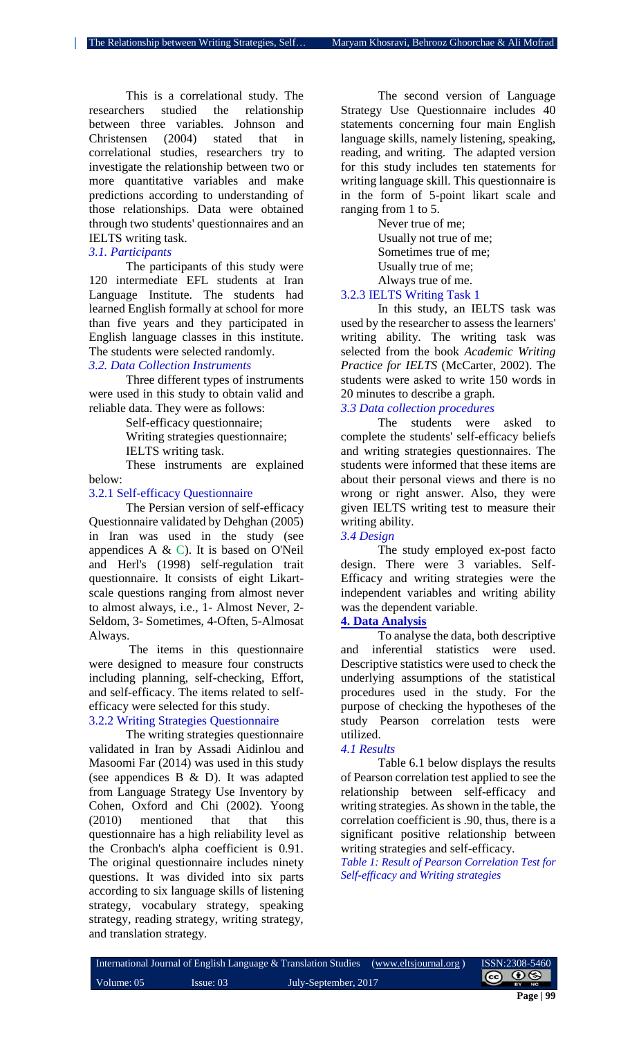This is a correlational study. The researchers studied the relationship between three variables. Johnson and Christensen (2004) stated that in correlational studies, researchers try to investigate the relationship between two or more quantitative variables and make predictions according to understanding of those relationships. Data were obtained through two students' questionnaires and an IELTS writing task.

### *3.1. Participants*

The participants of this study were 120 intermediate EFL students at Iran Language Institute. The students had learned English formally at school for more than five years and they participated in English language classes in this institute. The students were selected randomly.

### *3.2. Data Collection Instruments*

Three different types of instruments were used in this study to obtain valid and reliable data. They were as follows:

- Self-efficacy questionnaire;
- Writing strategies questionnaire;
- IELTS writing task.

These instruments are explained below:

#### 3.2.1 Self-efficacy Questionnaire

The Persian version of self-efficacy Questionnaire validated by Dehghan (2005) in Iran was used in the study (see appendices A & C). It is based on O'Neil and Herl's (1998) self-regulation trait questionnaire. It consists of eight Likart-scale questions ranging from almost never to almost always, i.e., 1- Almost Never, 2- Seldom, 3- Sometimes, 4-Often, 5-Almosat Always.

The items in this questionnaire were designed to measure four constructs including planning, self-checking, Effort, and self-efficacy. The items related to self-efficacy were selected for this study.

#### 3.2.2 Writing Strategies Questionnaire

The writing strategies questionnaire validated in Iran by Assadi Aidinlou and Masoomi Far (2014) was used in this study (see appendices B & D). It was adapted from Language Strategy Use Inventory by Cohen, Oxford and Chi (2002). Yoong (2010) mentioned that that this questionnaire has a high reliability level as the Cronbach's alpha coefficient is 0.91. The original questionnaire includes ninety questions. It was divided into six parts according to six language skills of listening strategy, vocabulary strategy, speaking strategy, reading strategy, writing strategy, and translation strategy.

The second version of Language Strategy Use Questionnaire includes 40 statements concerning four main English language skills, namely listening, speaking, reading, and writing. The adapted version for this study includes ten statements for writing language skill. This questionnaire is in the form of 5-point likart scale and ranging from 1 to 5.

- Never true of me;
- Usually not true of me;
- Sometimes true of me;
- Usually true of me;
- Always true of me.

#### 3.2.3 IELTS Writing Task 1

In this study, an IELTS task was used by the researcher to assess the learners' writing ability. The writing task was selected from the book *Academic Writing Practice for IELTS* (McCarter, 2002). The students were asked to write 150 words in 20 minutes to describe a graph.

### *3.3 Data collection procedures*

The students were asked to complete the students' self-efficacy beliefs and writing strategies questionnaires. The students were informed that these items are about their personal views and there is no wrong or right answer. Also, they were given IELTS writing test to measure their writing ability.

### *3.4 Design*

The study employed ex-post facto design. There were 3 variables. Self-Efficacy and writing strategies were the independent variables and writing ability was the dependent variable.

## **4. Data Analysis**

To analyse the data, both descriptive and inferential statistics were used. Descriptive statistics were used to check the underlying assumptions of the statistical procedures used in the study. For the purpose of checking the hypotheses of the study Pearson correlation tests were utilized.

### *4.1 Results*

Table 6.1 below displays the results of Pearson correlation test applied to see the relationship between self-efficacy and writing strategies. As shown in the table, the correlation coefficient is .90, thus, there is a significant positive relationship between writing strategies and self-efficacy.

*Table 1: Result of Pearson Correlation Test for Self-efficacy and Writing strategies*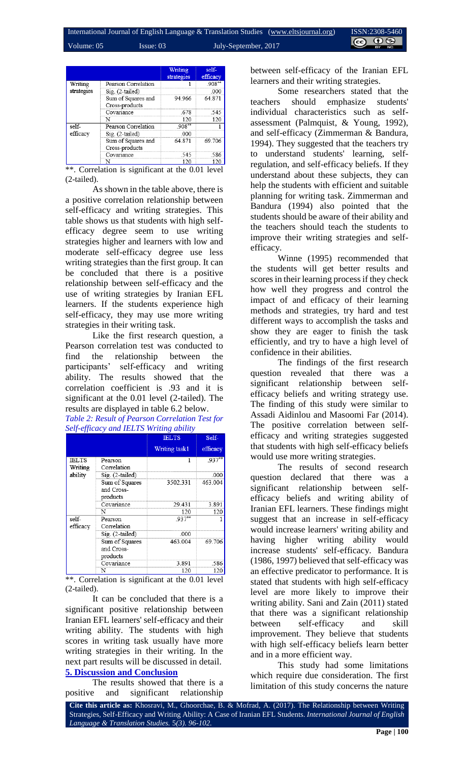| | | Writing strategies | self-efficacy |
|---|---|---|---|
| Writing strategies | Pearson Correlation | 1 | .908** |
| | Sig. (2-tailed) | | .000 |
| | Sum of Squares and Cross-products | 94.966 | 64.871 |
| | Covariance | .678 | .545 |
| | N | 120 | 120 |
| self-efficacy | Pearson Correlation | .908** | 1 |
| | Sig. (2-tailed) | .000 | |
| | Sum of Squares and Cross-products | 64.871 | 69.706 |
| | Covariance | .545 | .586 |
| | N | 120 | 120 |

**. Correlation is significant at the 0.01 level (2-tailed).

As shown in the table above, there is a positive correlation relationship between self-efficacy and writing strategies. This table shows us that students with high self-efficacy degree seem to use writing strategies higher and learners with low and moderate self-efficacy degree use less writing strategies than the first group. It can be concluded that there is a positive relationship between self-efficacy and the use of writing strategies by Iranian EFL learners. If the students experience high self-efficacy, they may use more writing strategies in their writing task.

Like the first research question, a Pearson correlation test was conducted to find the relationship between the participants' self-efficacy and writing ability. The results showed that the correlation coefficient is .93 and it is significant at the 0.01 level (2-tailed). The results are displayed in table 6.2 below.

*Table 2: Result of Pearson Correlation Test for Self-efficacy and IELTS Writing ability*

| | | IELTS Writing task1 | Self-efficacy |
|---|---|---|---|
| IELTS Writing ability | Pearson Correlation | 1 | .937** |
| | Sig. (2-tailed) | | .000 |
| | Sum of Squares and Cross-products | 3502.331 | 463.004 |
| | Covariance | 29.431 | 3.891 |
| | N | 120 | 120 |
| self-efficacy | Pearson Correlation | .937** | 1 |
| | Sig. (2-tailed) | .000 | |
| | Sum of Squares and Cross-products | 463.004 | 69.706 |
| | Covariance | 3.891 | .586 |
| | N | 120 | 120 |

**. Correlation is significant at the 0.01 level (2-tailed).

It can be concluded that there is a significant positive relationship between Iranian EFL learners' self-efficacy and their writing ability. The students with high scores in writing task usually have more writing strategies in their writing. In the next part results will be discussed in detail.

## 5. Discussion and Conclusion

The results showed that there is a positive and significant relationship between self-efficacy of the Iranian EFL learners and their writing strategies.

Some researchers stated that the teachers should emphasize students' individual characteristics such as self-assessment (Palmquist, & Young, 1992), and self-efficacy (Zimmerman & Bandura, 1994). They suggested that the teachers try to understand students' learning, self-regulation, and self-efficacy beliefs. If they understand about these subjects, they can help the students with efficient and suitable planning for writing task. Zimmerman and Bandura (1994) also pointed that the students should be aware of their ability and the teachers should teach the students to improve their writing strategies and self-efficacy.

Winne (1995) recommended that the students will get better results and scores in their learning process if they check how well they progress and control the impact of and efficacy of their learning methods and strategies, try hard and test different ways to accomplish the tasks and show they are eager to finish the task efficiently, and try to have a high level of confidence in their abilities.

The findings of the first research question revealed that there was a significant relationship between self-efficacy beliefs and writing strategy use. The finding of this study were similar to Assadi Aidinlou and Masoomi Far (2014). The positive correlation between self-efficacy and writing strategies suggested that students with high self-efficacy beliefs would use more writing strategies.

The results of second research question declared that there was a significant relationship between self-efficacy beliefs and writing ability of Iranian EFL learners. These findings might suggest that an increase in self-efficacy would increase learners' writing ability and having higher writing ability would increase students' self-efficacy. Bandura (1986, 1997) believed that self-efficacy was an effective predicator to performance. It is stated that students with high self-efficacy level are more likely to improve their writing ability. Sani and Zain (2011) stated that there was a significant relationship between self-efficacy and skill improvement. They believe that students with high self-efficacy beliefs learn better and in a more efficient way.

This study had some limitations which require due consideration. The first limitation of this study concerns the nature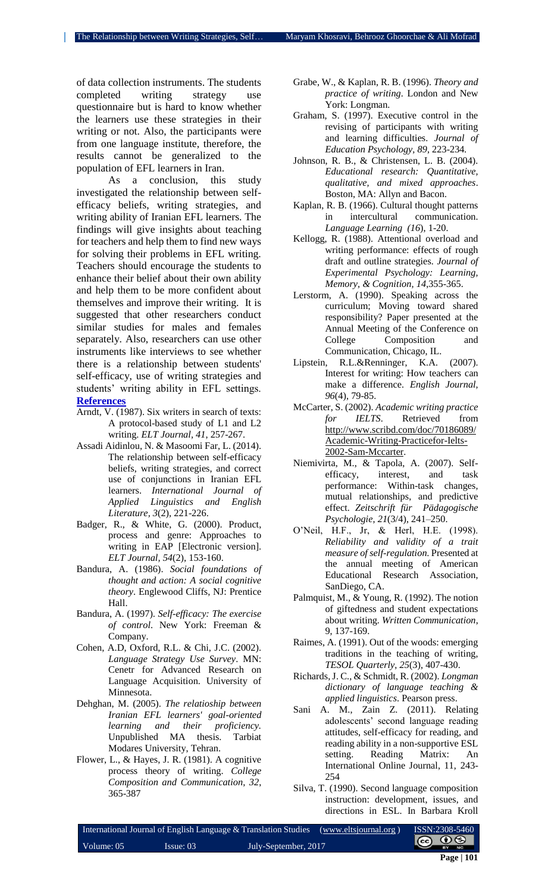of data collection instruments. The students completed writing strategy use questionnaire but is hard to know whether the learners use these strategies in their writing or not. Also, the participants were from one language institute, therefore, the results cannot be generalized to the population of EFL learners in Iran.

As a conclusion, this study investigated the relationship between self-efficacy beliefs, writing strategies, and writing ability of Iranian EFL learners. The findings will give insights about teaching for teachers and help them to find new ways for solving their problems in EFL writing. Teachers should encourage the students to enhance their belief about their own ability and help them to be more confident about themselves and improve their writing. It is suggested that other researchers conduct similar studies for males and females separately. Also, researchers can use other instruments like interviews to see whether there is a relationship between students' self-efficacy, use of writing strategies and students' writing ability in EFL settings.

## References

Arndt, V. (1987). Six writers in search of texts: A protocol-based study of L1 and L2 writing. *ELT Journal, 41*, 257-267.

Assadi Aidinlou, N. & Masoomi Far, L. (2014). The relationship between self-efficacy beliefs, writing strategies, and correct use of conjunctions in Iranian EFL learners. *International Journal of Applied Linguistics and English Literature, 3*(2), 221-226.

Badger, R., & White, G. (2000). Product, process and genre: Approaches to writing in EAP [Electronic version]. *ELT Journal, 54*(2), 153-160.

Bandura, A. (1986). *Social foundations of thought and action: A social cognitive theory*. Englewood Cliffs, NJ: Prentice Hall.

Bandura, A. (1997). *Self-efficacy: The exercise of control*. New York: Freeman & Company.

Cohen, A.D, Oxford, R.L. & Chi, J.C. (2002). *Language Strategy Use Survey*. MN: Cenetr for Advanced Research on Language Acquisition. University of Minnesota.

Dehghan, M. (2005). *The relatioship between Iranian EFL learners' goal-oriented learning and their proficiency*. Unpublished MA thesis. Tarbiat Modares University, Tehran.

Flower, L., & Hayes, J. R. (1981). A cognitive process theory of writing. *College Composition and Communication, 32*, 365-387

Grabe, W., & Kaplan, R. B. (1996). *Theory and practice of writing*. London and New York: Longman.

Graham, S. (1997). Executive control in the revising of participants with writing and learning difficulties. *Journal of Education Psychology, 89*, 223-234.

Johnson, R. B., & Christensen, L. B. (2004). *Educational research: Quantitative, qualitative, and mixed approaches*. Boston, MA: Allyn and Bacon.

Kaplan, R. B. (1966). Cultural thought patterns in intercultural communication. *Language Learning (16*), 1-20.

Kellogg, R. (1988). Attentional overload and writing performance: effects of rough draft and outline strategies. *Journal of Experimental Psychology: Learning, Memory, & Cognition, 14*,355-365.

Lerstorm, A. (1990). Speaking across the curriculum; Moving toward shared responsibility? Paper presented at the Annual Meeting of the Conference on College Composition and Communication, Chicago, IL.

Lipstein, R.L.&Renninger, K.A. (2007). Interest for writing: How teachers can make a difference. *English Journal, 96*(4), 79-85.

McCarter, S. (2002). *Academic writing practice for IELTS*. Retrieved from http://www.scribd.com/doc/70186089/Academic-Writing-Practicefor-Ielts-2002-Sam-Mccarter.

Niemivirta, M., & Tapola, A. (2007). Self-efficacy, interest, and task performance: Within-task changes, mutual relationships, and predictive effect. *Zeitschrift für Pädagogische Psychologie, 21*(3/4), 241–250.

O'Neil, H.F., Jr, & Herl, H.E. (1998). *Reliability and validity of a trait measure of self-regulation.* Presented at the annual meeting of American Educational Research Association, SanDiego, CA.

Palmquist, M., & Young, R. (1992). The notion of giftedness and student expectations about writing. *Written Communication*, 9, 137-169.

Raimes, A. (1991). Out of the woods: emerging traditions in the teaching of writing, *TESOL Quarterly, 25*(3), 407-430.

Richards, J. C., & Schmidt, R. (2002). *Longman dictionary of language teaching & applied linguistics*. Pearson press.

Sani A. M., Zain Z. (2011). Relating adolescents' second language reading attitudes, self-efficacy for reading, and reading ability in a non-supportive ESL setting. Reading Matrix: An International Online Journal, 11, 243-254

Silva, T. (1990). Second language composition instruction: development, issues, and directions in ESL. In Barbara Kroll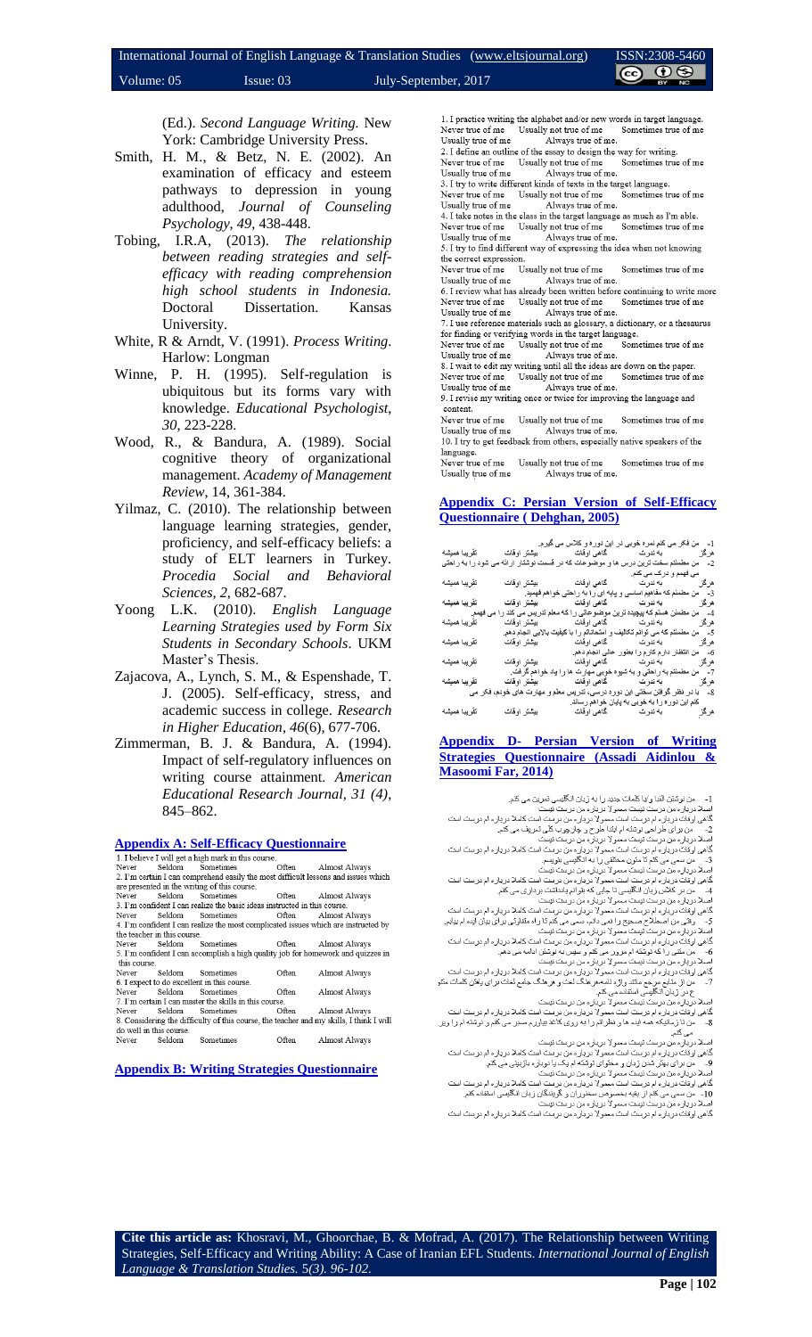(Ed.). *Second Language Writing.* New York: Cambridge University Press.

Smith, H. M., & Betz, N. E. (2002). An examination of efficacy and esteem pathways to depression in young adulthood, *Journal of Counseling Psychology*, *49*, 438-448.

Tobing, I.R.A, (2013). *The relationship between reading strategies and self-efficacy with reading comprehension high school students in Indonesia.* Doctoral Dissertation. Kansas University.

White, R & Arndt, V. (1991). *Process Writing*. Harlow: Longman

Winne, P. H. (1995). Self-regulation is ubiquitous but its forms vary with knowledge. *Educational Psychologist*, *30*, 223-228.

Wood, R., & Bandura, A. (1989). Social cognitive theory of organizational management. *Academy of Management Review*, 14, 361-384.

Yilmaz, C. (2010). The relationship between language learning strategies, gender, proficiency, and self-efficacy beliefs: a study of ELT learners in Turkey. *Procedia Social and Behavioral Sciences*, *2*, 682-687.

Yoong L.K. (2010). *English Language Learning Strategies used by Form Six Students in Secondary Schools*. UKM Master's Thesis.

Zajacova, A., Lynch, S. M., & Espenshade, T. J. (2005). Self-efficacy, stress, and academic success in college. *Research in Higher Education*, *46*(6), 677-706.

Zimmerman, B. J. & Bandura, A. (1994). Impact of self-regulatory influences on writing course attainment. *American Educational Research Journal, 31 (4)*, 845–862.

## Appendix A: Self-Efficacy Questionnaire

1. I believe I will get a high mark in this course.
Never Seldom Sometimes Often Almost Always
2. I'm certain I can comprehend easily the most difficult lessons and issues which are presented in the writing of this course.
Never Seldom Sometimes Often Almost Always
3. I'm confident I can realize the basic ideas instructed in this course.
Never Seldom Sometimes Often Almost Always
4. I'm confident I can realize the most complicated issues which are instructed by the teacher in this course.
Never Seldom Sometimes Often Almost Always
5. I'm confident I can accomplish a high quality job for homework and quizzes in this course.
Never Seldom Sometimes Often Almost Always
6. I expect to do excellent in this course.
Never Seldom Sometimes Often Almost Always
7. I'm certain I can master the skills in this course.
Never Seldom Sometimes Often Almost Always
8. Considering the difficulty of this course, the teacher and my skills, I think I will do well in this course.
Never Seldom Sometimes Often Almost Always

## Appendix B: Writing Strategies Questionnaire

1. I practice writing the alphabet and/or new words in target language.
Never true of me Usually not true of me Sometimes true of me Usually true of me Always true of me.
2. I define an outline of the essay to design the way for writing.
Never true of me Usually not true of me Sometimes true of me Usually true of me Always true of me.
3. I try to write different kinds of texts in the target language.
Never true of me Usually not true of me Sometimes true of me Usually true of me Always true of me.
4. I take notes in the class in the target language as much as I'm able.
Never true of me Usually not true of me Sometimes true of me Usually true of me Always true of me.
5. I try to find different way of expressing the idea when not knowing the correct expression.
Never true of me Usually not true of me Sometimes true of me Usually true of me Always true of me.
6. I review what has already been written before continuing to write more
Never true of me Usually not true of me Sometimes true of me Usually true of me Always true of me.
7. I use reference materials such as glossary, a dictionary, or a thesaurus for finding or verifying words in the target language.
Never true of me Usually not true of me Sometimes true of me Usually true of me Always true of me.
8. I wait to edit my writing until all the ideas are down on the paper.
Never true of me Usually not true of me Sometimes true of me Usually true of me Always true of me.
9. I revise my writing once or twice for improving the language and content.
Never true of me Usually not true of me Sometimes true of me Usually true of me Always true of me.
10. I try to get feedback from others, especially native speakers of the language.
Never true of me Usually not true of me Sometimes true of me Usually true of me Always true of me.

## Appendix C: Persian Version of Self-Efficacy Questionnaire ( Dehghan, 2005)

1- من فکر می کنم نمره خوبی در این دوره و کلاس می گیرم.
هرگز به ندرت گاهی اوقات بیشتر اوقات تقریبا همیشه
2- من مطمئنم سخت ترین درس ها و موضوعات که در قسمت نوشتار ارائه می شود را به راحتی می فهمم و درک می کنم.
هرگز به ندرت گاهی اوقات بیشتر اوقات تقریبا همیشه
3- من مطمئنم که مفاهیم اساسی و پایه ای را به راحتی خواهم فهمید.
هرگز به ندرت گاهی اوقات بیشتر اوقات تقریبا همیشه
4- من مطمئن هستم که پیچیده ترین موضوعاتی را که معلم تدریس می کند را می فهمم.
هرگز به ندرت گاهی اوقات بیشتر اوقات تقریبا همیشه
5- من مطمئنم که می توانم تکالیف و امتحاناتم را با کیفیت بالایی انجام دهم.
هرگز به ندرت گاهی اوقات بیشتر اوقات تقریبا همیشه
6- من انتظار دارم کارم را بطور عالی انجام دهم.
هرگز به ندرت گاهی اوقات بیشتر اوقات تقریبا همیشه
7- من مطمئنم به راحتی و به شیوه خوبی مهارت ها را یاد خواهم گرفت.
هرگز به ندرت گاهی اوقات بیشتر اوقات تقریبا همیشه
8- با در نظر گرفتن سختی این دوره درسی، تدریس معلم و مهارت های خودم، فکر می کنم این دوره را به خوبی به پایان خواهم رساند.
هرگز به ندرت گاهی اوقات بیشتر اوقات تقریبا همیشه

## Appendix D- Persian Version of Writing Strategies Questionnaire (Assadi Aidinlou & Masoomi Far, 2014)

1- من نوشتن الفبا و/یا کلمات جدید را به زبان انگلیسی تمرین می کنم.
اصلا درباره من درست نیست معمولا درباره من درست نیست
گاهی اوقات درباره ام درست است معمولا درباره من درست است کاملا درباره ام درست است
2- من برای طراحی نوشته ام ابتدا طرح و چارچوب کلی تعریف می کنم.
اصلا درباره من درست نیست معمولا درباره من درست نیست
گاهی اوقات درباره ام درست است معمولا درباره من درست است کاملا درباره ام درست است
3- من سعی می کنم تا متون مختلفی را به انگلیسی بنویسم.
اصلا درباره من درست نیست معمولا درباره من درست نیست
گاهی اوقات درباره ام درست است معمولا درباره من درست است کاملا درباره ام درست است
4- من در کلاس زبان انگلیسی تا جایی که بتوانم یادداشت برداری می کنم.
اصلا درباره من درست نیست معمولا درباره من درست نیست
گاهی اوقات درباره ام درست است معمولا درباره من درست است کاملا درباره ام درست است
5- وقتی من اصطلاح صحیح را نمی دانم، سعی می کنم تا راه متفاوتی برای بیان ایده ام بیابم.
اصلا درباره من درست نیست معمولا درباره من درست نیست
گاهی اوقات درباره ام درست است معمولا درباره من درست است کاملا درباره ام درست است
6- من متنی را که نوشته ام مرور می کنم و سپس به نوشتن ادامه می دهم.
اصلا درباره من درست نیست معمولا درباره من درست نیست
گاهی اوقات درباره ام درست است معمولا درباره من درست است کاملا درباره ام درست است
7- من از منابع مرجع مانند واژه نامه،فرهنگ لغت و فرهنگ جامع لغات برای یافتن کلمات متنوع در زبان انگلیسی استفاده می کنم.
اصلا درباره من درست نیست معمولا درباره من درست نیست
گاهی اوقات درباره ام درست است معمولا درباره من درست است کاملا درباره ام درست است
8- من تا زمانیکه همه ایده ها و نظراتم را به روی کاغذ بیاورم صبر می کنم و نوشته ام را ویرایش می کنم.
اصلا درباره من درست نیست معمولا درباره من درست نیست
گاهی اوقات درباره ام درست است معمولا درباره من درست است کاملا درباره ام درست است
9- من برای بهتر شدن زبان و محتوای نوشته ام یک یا دوبار بازبینی می کنم.
اصلا درباره من درست نیست معمولا درباره من درست نیست
گاهی اوقات درباره ام درست است معمولا درباره من درست است کاملا درباره ام درست است
10- من سعی می کنم از بقیه بخصوص سخنوران و گویندگان زبان انگلیسی استفاده کنم.
اصلا درباره من درست نیست معمولا درباره من درست نیست
گاهی اوقات درباره ام درست است معمولا درباره من درست است کاملا درباره ام درست است

**Cite this article as:** Khosravi, M., Ghoorchae, B. & Mofrad, A. (2017). The Relationship between Writing Strategies, Self-Efficacy and Writing Ability: A Case of Iranian EFL Students. *International Journal of English Language & Translation Studies. 5(3). 96-102.*